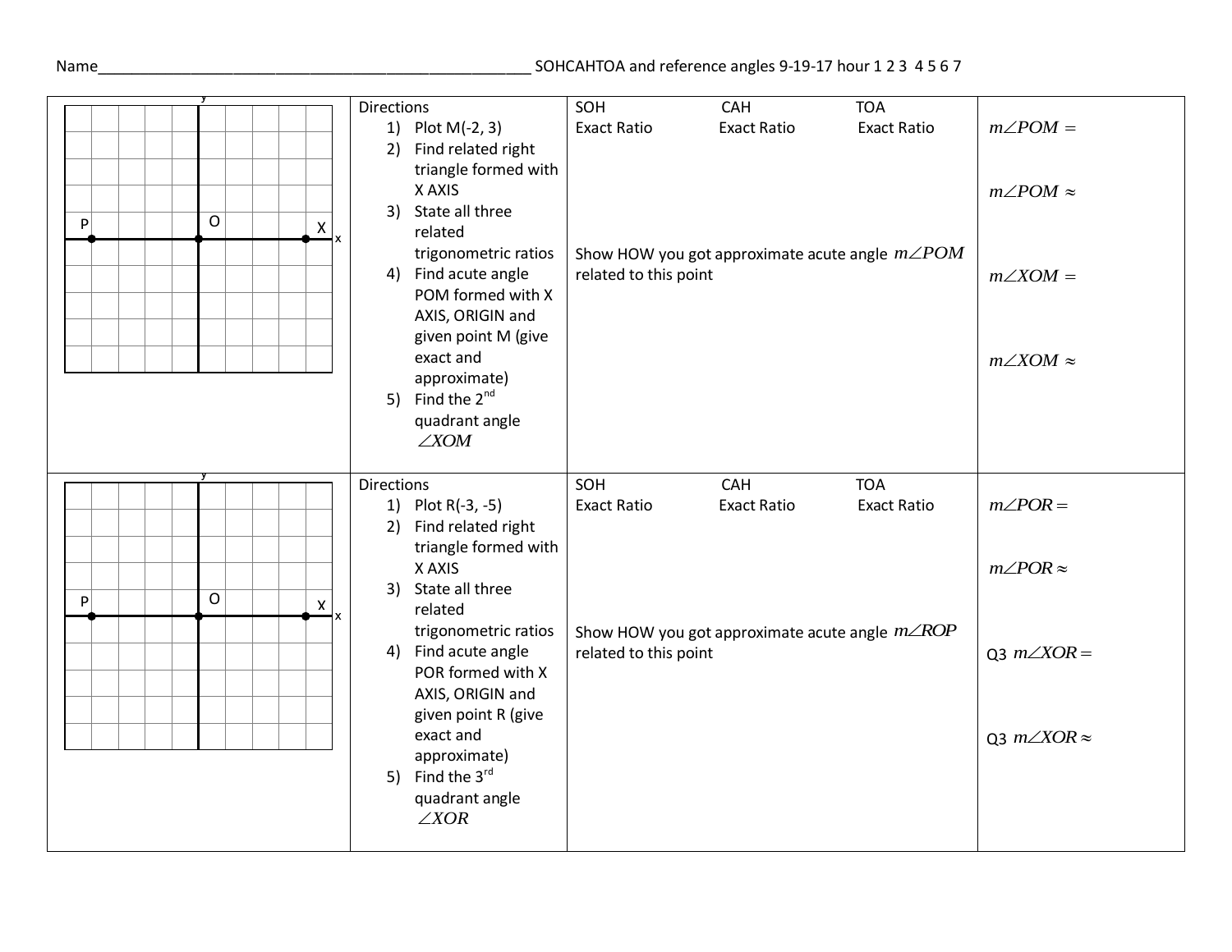Name_____________________________________________________ SOHCAHTOA and reference angles 9-19-17 hour 1 2 3 4 5 6 7

| Graph | Directions | SOH / CAH / TOA | Angles |
|---|---|---|---|
| y; P, O, X; x | Directions<br>1) Plot M(-2, 3)<br>2) Find related right triangle formed with X AXIS<br>3) State all three related trigonometric ratios<br>4) Find acute angle POM formed with X AXIS, ORIGIN and given point M (give exact and approximate)<br>5) Find the 2nd quadrant angle $\angle XOM$ | SOH Exact Ratio &nbsp;&nbsp; CAH Exact Ratio &nbsp;&nbsp; TOA Exact Ratio<br><br>Show HOW you got approximate acute angle $m\angle POM$ related to this point | $m\angle POM =$<br><br>$m\angle POM \approx$<br><br>$m\angle XOM =$<br><br>$m\angle XOM \approx$ |
| y; P, O, X; x | Directions<br>1) Plot R(-3, -5)<br>2) Find related right triangle formed with X AXIS<br>3) State all three related trigonometric ratios<br>4) Find acute angle POR formed with X AXIS, ORIGIN and given point R (give exact and approximate)<br>5) Find the 3rd quadrant angle $\angle XOR$ | SOH Exact Ratio &nbsp;&nbsp; CAH Exact Ratio &nbsp;&nbsp; TOA Exact Ratio<br><br>Show HOW you got approximate acute angle $m\angle ROP$ related to this point | $m\angle POR =$<br><br>$m\angle POR \approx$<br><br>Q3 $m\angle XOR =$<br><br>Q3 $m\angle XOR \approx$ |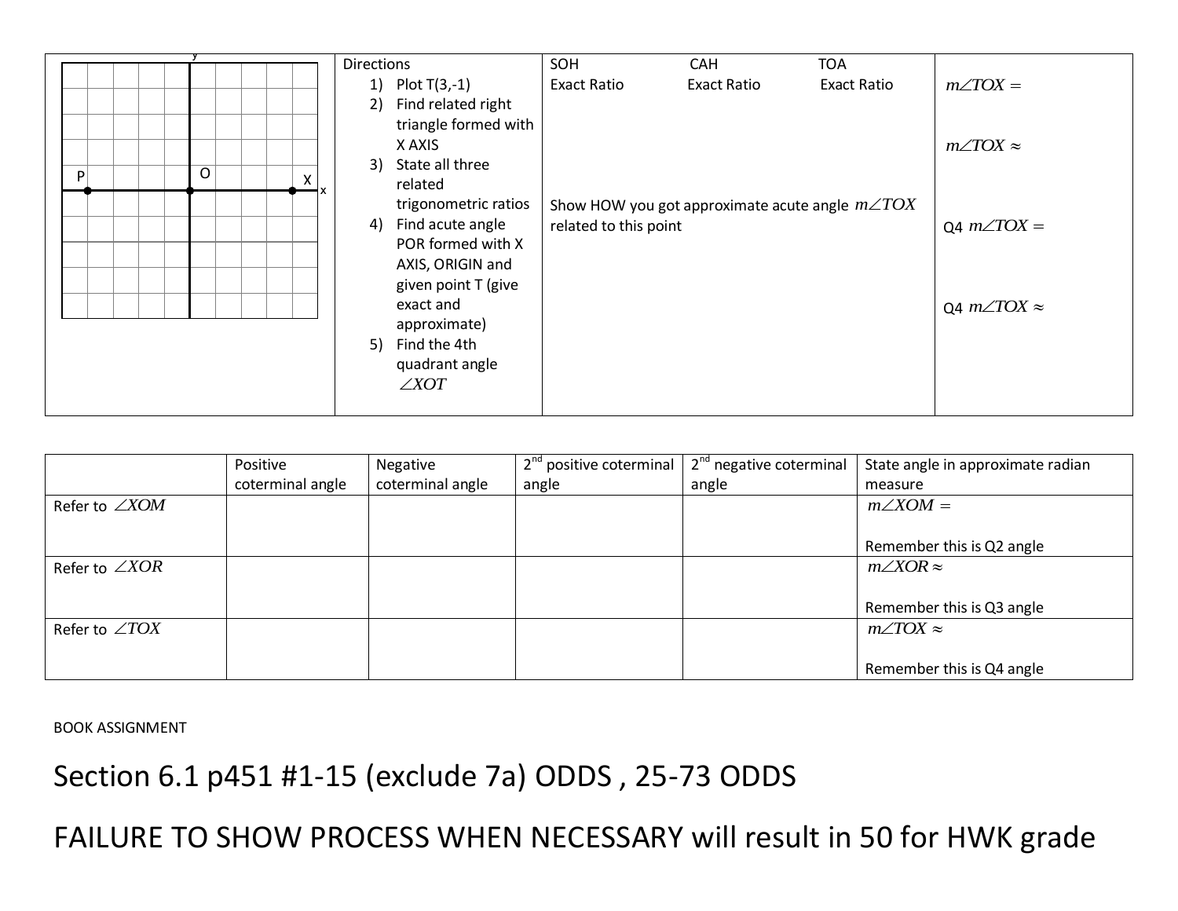| | | | | |
|---|---|---|---|---|
| y<br>P O X x | Directions<br>1) Plot T(3,-1)<br>2) Find related right triangle formed with X AXIS<br>3) State all three related trigonometric ratios<br>4) Find acute angle POR formed with X AXIS, ORIGIN and given point T (give exact and approximate)<br>5) Find the 4th quadrant angle $\angle XOT$ | SOH CAH TOA<br>Exact Ratio Exact Ratio Exact Ratio<br><br>Show HOW you got approximate acute angle $m\angle TOX$ related to this point | | $m\angle TOX =$<br><br>$m\angle TOX \approx$<br><br>Q4 $m\angle TOX =$<br><br>Q4 $m\angle TOX \approx$ |

| | Positive coterminal angle | Negative coterminal angle | 2nd positive coterminal angle | 2nd negative coterminal angle | State angle in approximate radian measure |
|---|---|---|---|---|---|
| Refer to $\angle XOM$ | | | | | $m\angle XOM =$<br><br>Remember this is Q2 angle |
| Refer to $\angle XOR$ | | | | | $m\angle XOR \approx$<br><br>Remember this is Q3 angle |
| Refer to $\angle TOX$ | | | | | $m\angle TOX \approx$<br><br>Remember this is Q4 angle |

BOOK ASSIGNMENT

## Section 6.1 p451 #1-15 (exclude 7a) ODDS , 25-73 ODDS

## FAILURE TO SHOW PROCESS WHEN NECESSARY will result in 50 for HWK grade